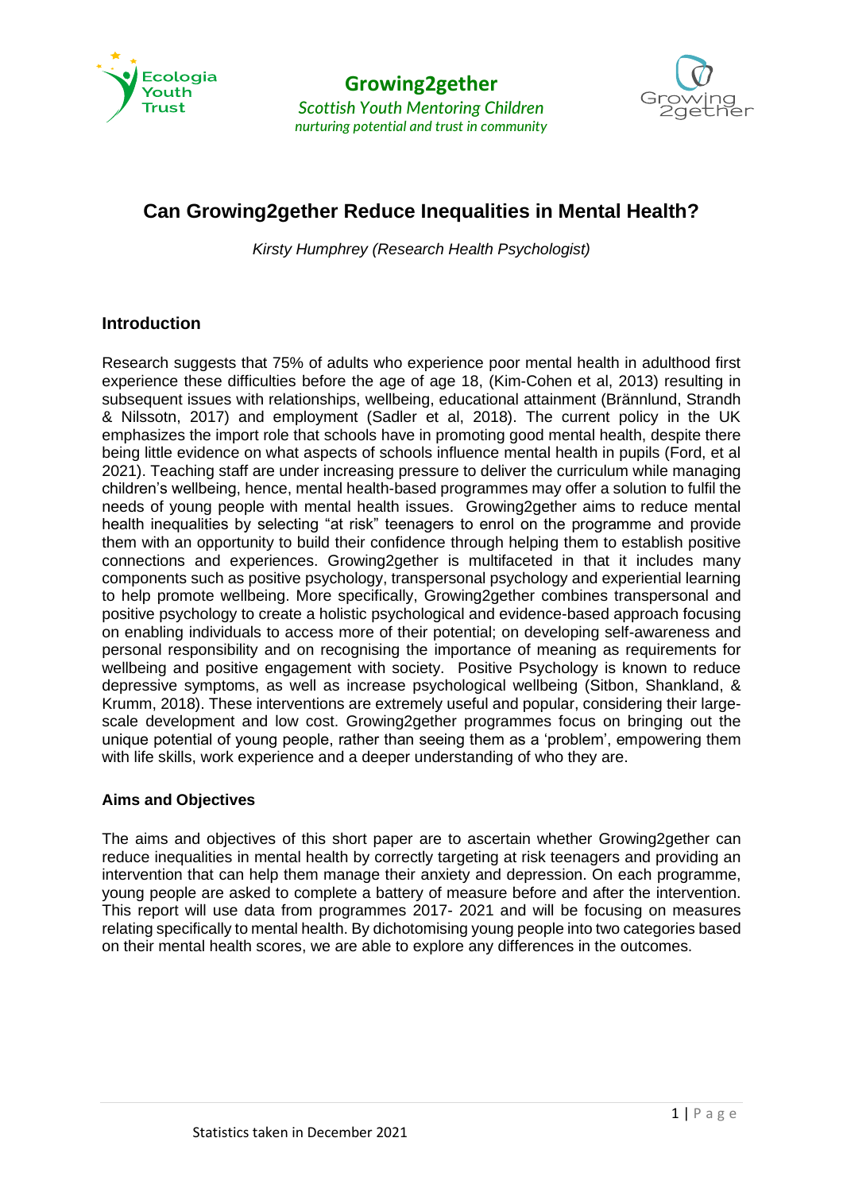# Can Growing2gether Reduce Inequalities in Mental Health?

*Kirsty Humphrey (Research Health Psychologist)*

## Introduction

Research suggests that 75% of adults who experience poor mental health in adulthood first experience these difficulties before the age of age 18, (Kim-Cohen et al, 2013) resulting in subsequent issues with relationships, wellbeing, educational attainment (Brännlund, Strandh & Nilssotn, 2017) and employment (Sadler et al, 2018). The current policy in the UK emphasizes the import role that schools have in promoting good mental health, despite there being little evidence on what aspects of schools influence mental health in pupils (Ford, et al 2021). Teaching staff are under increasing pressure to deliver the curriculum while managing children's wellbeing, hence, mental health-based programmes may offer a solution to fulfil the needs of young people with mental health issues. Growing2gether aims to reduce mental health inequalities by selecting "at risk" teenagers to enrol on the programme and provide them with an opportunity to build their confidence through helping them to establish positive connections and experiences. Growing2gether is multifaceted in that it includes many components such as positive psychology, transpersonal psychology and experiential learning to help promote wellbeing. More specifically, Growing2gether combines transpersonal and positive psychology to create a holistic psychological and evidence-based approach focusing on enabling individuals to access more of their potential; on developing self-awareness and personal responsibility and on recognising the importance of meaning as requirements for wellbeing and positive engagement with society. Positive Psychology is known to reduce depressive symptoms, as well as increase psychological wellbeing (Sitbon, Shankland, & Krumm, 2018). These interventions are extremely useful and popular, considering their large-scale development and low cost. Growing2gether programmes focus on bringing out the unique potential of young people, rather than seeing them as a 'problem', empowering them with life skills, work experience and a deeper understanding of who they are.

### Aims and Objectives

The aims and objectives of this short paper are to ascertain whether Growing2gether can reduce inequalities in mental health by correctly targeting at risk teenagers and providing an intervention that can help them manage their anxiety and depression. On each programme, young people are asked to complete a battery of measure before and after the intervention. This report will use data from programmes 2017- 2021 and will be focusing on measures relating specifically to mental health. By dichotomising young people into two categories based on their mental health scores, we are able to explore any differences in the outcomes.

Statistics taken in December 2021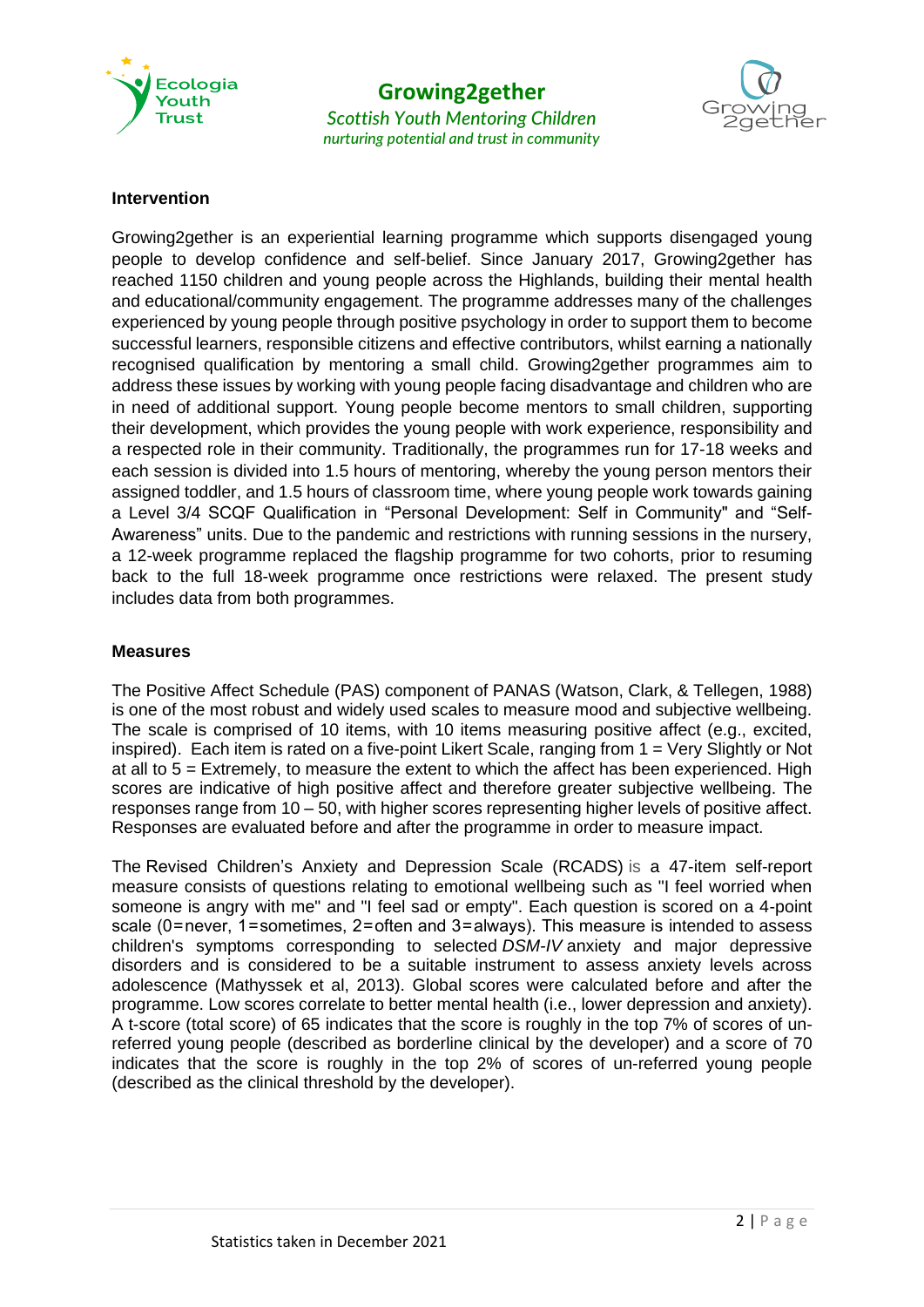## Intervention

Growing2gether is an experiential learning programme which supports disengaged young people to develop confidence and self-belief. Since January 2017, Growing2gether has reached 1150 children and young people across the Highlands, building their mental health and educational/community engagement. The programme addresses many of the challenges experienced by young people through positive psychology in order to support them to become successful learners, responsible citizens and effective contributors, whilst earning a nationally recognised qualification by mentoring a small child. Growing2gether programmes aim to address these issues by working with young people facing disadvantage and children who are in need of additional support. Young people become mentors to small children, supporting their development, which provides the young people with work experience, responsibility and a respected role in their community. Traditionally, the programmes run for 17-18 weeks and each session is divided into 1.5 hours of mentoring, whereby the young person mentors their assigned toddler, and 1.5 hours of classroom time, where young people work towards gaining a Level 3/4 SCQF Qualification in "Personal Development: Self in Community" and "Self-Awareness" units. Due to the pandemic and restrictions with running sessions in the nursery, a 12-week programme replaced the flagship programme for two cohorts, prior to resuming back to the full 18-week programme once restrictions were relaxed. The present study includes data from both programmes.

## Measures

The Positive Affect Schedule (PAS) component of PANAS (Watson, Clark, & Tellegen, 1988) is one of the most robust and widely used scales to measure mood and subjective wellbeing. The scale is comprised of 10 items, with 10 items measuring positive affect (e.g., excited, inspired). Each item is rated on a five-point Likert Scale, ranging from 1 = Very Slightly or Not at all to 5 = Extremely, to measure the extent to which the affect has been experienced. High scores are indicative of high positive affect and therefore greater subjective wellbeing. The responses range from 10 – 50, with higher scores representing higher levels of positive affect. Responses are evaluated before and after the programme in order to measure impact.

The Revised Children's Anxiety and Depression Scale (RCADS) is a 47-item self-report measure consists of questions relating to emotional wellbeing such as "I feel worried when someone is angry with me" and "I feel sad or empty". Each question is scored on a 4-point scale (0=never, 1=sometimes, 2=often and 3=always). This measure is intended to assess children's symptoms corresponding to selected *DSM-IV* anxiety and major depressive disorders and is considered to be a suitable instrument to assess anxiety levels across adolescence (Mathyssek et al, 2013). Global scores were calculated before and after the programme. Low scores correlate to better mental health (i.e., lower depression and anxiety). A t-score (total score) of 65 indicates that the score is roughly in the top 7% of scores of un-referred young people (described as borderline clinical by the developer) and a score of 70 indicates that the score is roughly in the top 2% of scores of un-referred young people (described as the clinical threshold by the developer).

Statistics taken in December 2021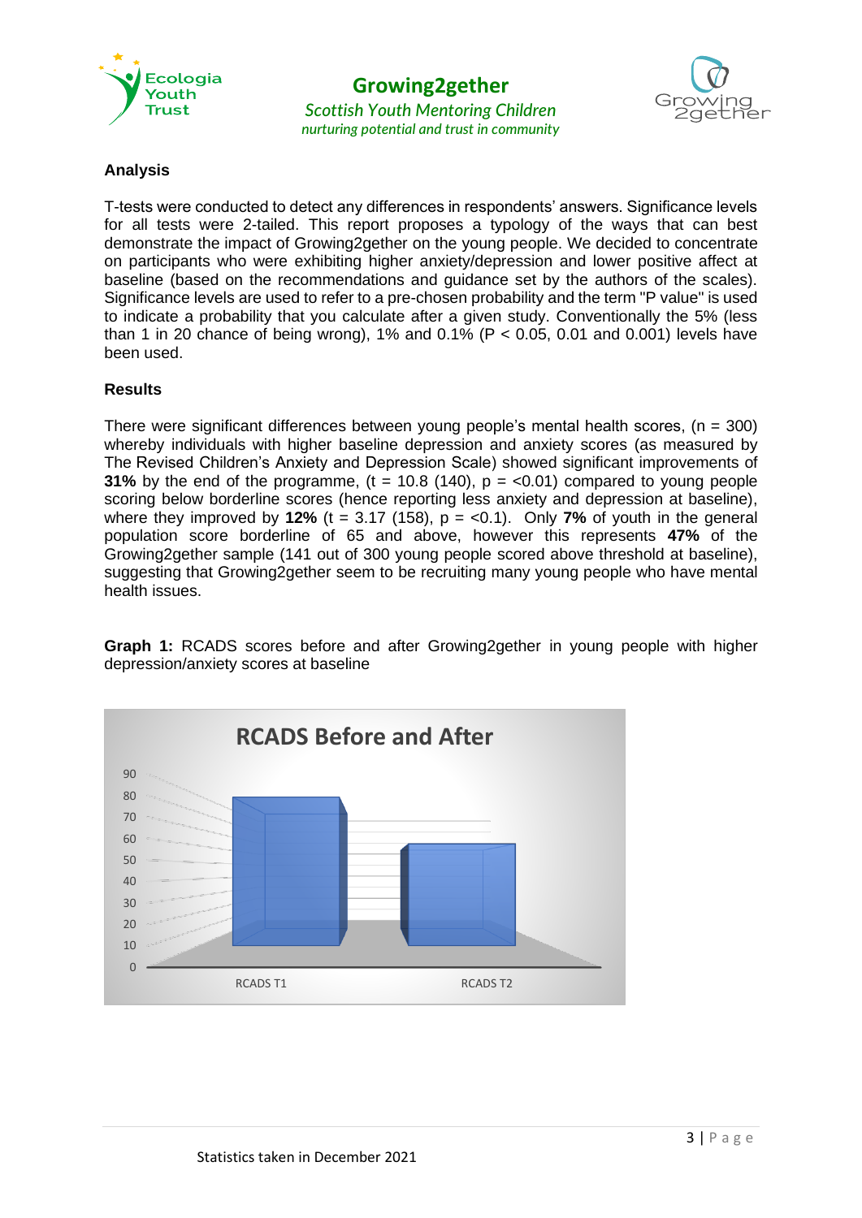## Analysis

T-tests were conducted to detect any differences in respondents' answers. Significance levels for all tests were 2-tailed. This report proposes a typology of the ways that can best demonstrate the impact of Growing2gether on the young people. We decided to concentrate on participants who were exhibiting higher anxiety/depression and lower positive affect at baseline (based on the recommendations and guidance set by the authors of the scales). Significance levels are used to refer to a pre-chosen probability and the term "P value" is used to indicate a probability that you calculate after a given study. Conventionally the 5% (less than 1 in 20 chance of being wrong), 1% and 0.1% ($P < 0.05$, 0.01 and 0.001) levels have been used.

## Results

There were significant differences between young people's mental health scores, ($n = 300$) whereby individuals with higher baseline depression and anxiety scores (as measured by The Revised Children's Anxiety and Depression Scale) showed significant improvements of **31%** by the end of the programme, ($t = 10.8$ (140), $p = <0.01$) compared to young people scoring below borderline scores (hence reporting less anxiety and depression at baseline), where they improved by **12%** ($t = 3.17$ (158), $p = <0.1$). Only **7%** of youth in the general population score borderline of 65 and above, however this represents **47%** of the Growing2gether sample (141 out of 300 young people scored above threshold at baseline), suggesting that Growing2gether seem to be recruiting many young people who have mental health issues.

**Graph 1:** RCADS scores before and after Growing2gether in young people with higher depression/anxiety scores at baseline

**RCADS Before and After**

| | RCADS T1 | RCADS T2 |
|---|---|---|
| Score | ~80 | ~57 |

Statistics taken in December 2021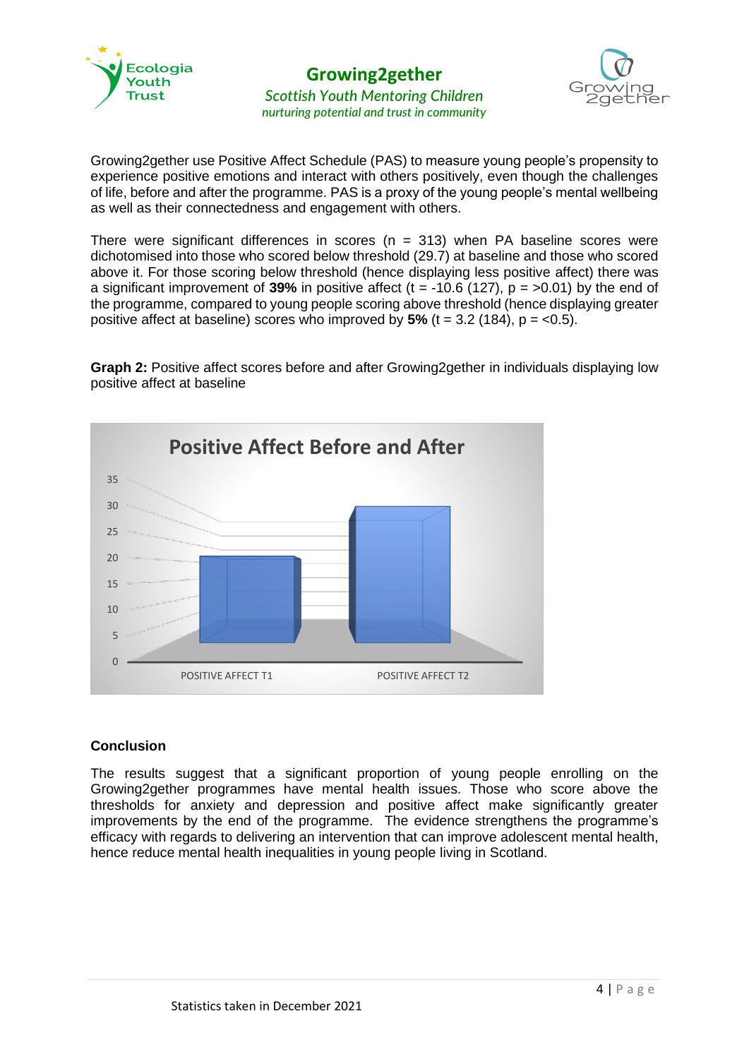Growing2gether use Positive Affect Schedule (PAS) to measure young people's propensity to experience positive emotions and interact with others positively, even though the challenges of life, before and after the programme. PAS is a proxy of the young people's mental wellbeing as well as their connectedness and engagement with others.

There were significant differences in scores ($n = 313$) when PA baseline scores were dichotomised into those who scored below threshold (29.7) at baseline and those who scored above it. For those scoring below threshold (hence displaying less positive affect) there was a significant improvement of **39%** in positive affect ($t = -10.6$ (127), $p = >0.01$) by the end of the programme, compared to young people scoring above threshold (hence displaying greater positive affect at baseline) scores who improved by **5%** ($t = 3.2$ (184), $p = <0.5$).

**Graph 2:** Positive affect scores before and after Growing2gether in individuals displaying low positive affect at baseline

Positive Affect Before and After

| | Positive Affect |
|---|---|
| POSITIVE AFFECT T1 | ~20 |
| POSITIVE AFFECT T2 | ~30 |

## Conclusion

The results suggest that a significant proportion of young people enrolling on the Growing2gether programmes have mental health issues. Those who score above the thresholds for anxiety and depression and positive affect make significantly greater improvements by the end of the programme. The evidence strengthens the programme's efficacy with regards to delivering an intervention that can improve adolescent mental health, hence reduce mental health inequalities in young people living in Scotland.

Statistics taken in December 2021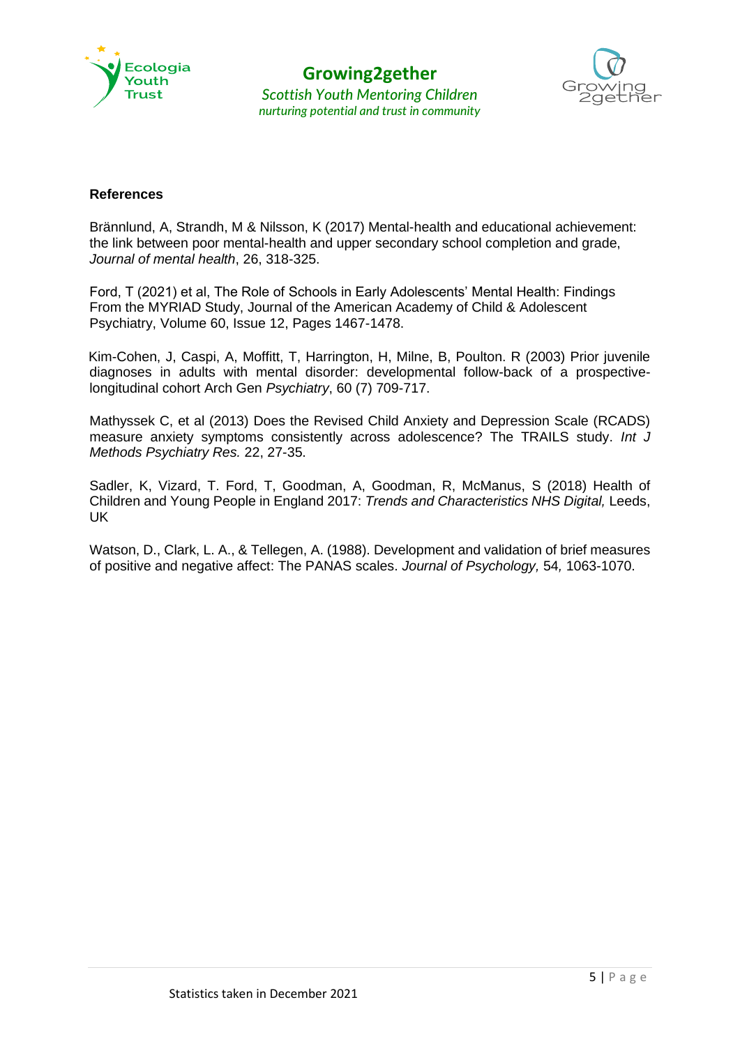**References**

Brännlund, A, Strandh, M & Nilsson, K (2017) Mental-health and educational achievement: the link between poor mental-health and upper secondary school completion and grade, *Journal of mental health*, 26, 318-325.

Ford, T (2021) et al, The Role of Schools in Early Adolescents' Mental Health: Findings From the MYRIAD Study, Journal of the American Academy of Child & Adolescent Psychiatry, Volume 60, Issue 12, Pages 1467-1478.

Kim-Cohen, J, Caspi, A, Moffitt, T, Harrington, H, Milne, B, Poulton. R (2003) Prior juvenile diagnoses in adults with mental disorder: developmental follow-back of a prospective-longitudinal cohort Arch Gen *Psychiatry*, 60 (7) 709-717.

Mathyssek C, et al (2013) Does the Revised Child Anxiety and Depression Scale (RCADS) measure anxiety symptoms consistently across adolescence? The TRAILS study. *Int J Methods Psychiatry Res.* 22, 27-35.

Sadler, K, Vizard, T. Ford, T, Goodman, A, Goodman, R, McManus, S (2018) Health of Children and Young People in England 2017: *Trends and Characteristics NHS Digital,* Leeds, UK

Watson, D., Clark, L. A., & Tellegen, A. (1988). Development and validation of brief measures of positive and negative affect: The PANAS scales. *Journal of Psychology,* 54*,* 1063-1070.

Statistics taken in December 2021